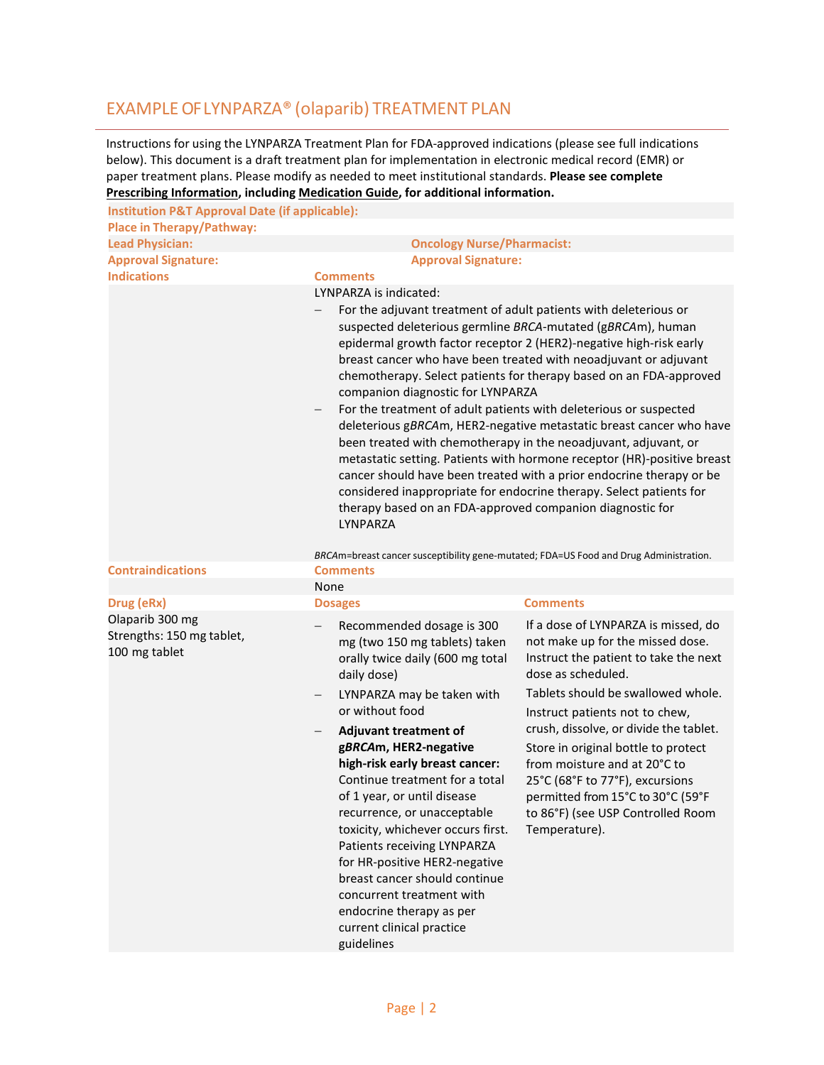## EXAMPLE OF LYNPARZA® (olaparib) TREATMENT PLAN

Instructions for using the LYNPARZA Treatment Plan for FDA-approved indications (please see full indications below). This document is a draft treatment plan for implementation in electronic medical record (EMR) or paper treatment plans. Please modify as needed to meet institutional standards. **Please see complete Prescribing Information, including Medication Guide, for additional information.**

| | |
|---|---|
| **Institution P&T Approval Date (if applicable):** | |
| **Place in Therapy/Pathway:** | |
| **Lead Physician:** | **Oncology Nurse/Pharmacist:** |
| **Approval Signature:** | **Approval Signature:** |

| **Indications** | **Comments** |
|---|---|
| | LYNPARZA is indicated:<br>– For the adjuvant treatment of adult patients with deleterious or suspected deleterious germline *BRCA*-mutated (g*BRCA*m), human epidermal growth factor receptor 2 (HER2)-negative high-risk early breast cancer who have been treated with neoadjuvant or adjuvant chemotherapy. Select patients for therapy based on an FDA-approved companion diagnostic for LYNPARZA<br>– For the treatment of adult patients with deleterious or suspected deleterious g*BRCA*m, HER2-negative metastatic breast cancer who have been treated with chemotherapy in the neoadjuvant, adjuvant, or metastatic setting. Patients with hormone receptor (HR)-positive breast cancer should have been treated with a prior endocrine therapy or be considered inappropriate for endocrine therapy. Select patients for therapy based on an FDA-approved companion diagnostic for LYNPARZA<br><br>*BRCA*m=breast cancer susceptibility gene-mutated; FDA=US Food and Drug Administration. |

| **Contraindications** | **Comments** |
|---|---|
| | None |

| **Drug (eRx)** | **Dosages** | **Comments** |
|---|---|---|
| Olaparib 300 mg<br>Strengths: 150 mg tablet, 100 mg tablet | – Recommended dosage is 300 mg (two 150 mg tablets) taken orally twice daily (600 mg total daily dose)<br>– LYNPARZA may be taken with or without food<br>– **Adjuvant treatment of g*BRCA*m, HER2-negative high-risk early breast cancer:** Continue treatment for a total of 1 year, or until disease recurrence, or unacceptable toxicity, whichever occurs first. Patients receiving LYNPARZA for HR-positive HER2-negative breast cancer should continue concurrent treatment with endocrine therapy as per current clinical practice guidelines | If a dose of LYNPARZA is missed, do not make up for the missed dose. Instruct the patient to take the next dose as scheduled.<br>Tablets should be swallowed whole. Instruct patients not to chew, crush, dissolve, or divide the tablet.<br>Store in original bottle to protect from moisture and at 20°C to 25°C (68°F to 77°F), excursions permitted from 15°C to 30°C (59°F to 86°F) (see USP Controlled Room Temperature). |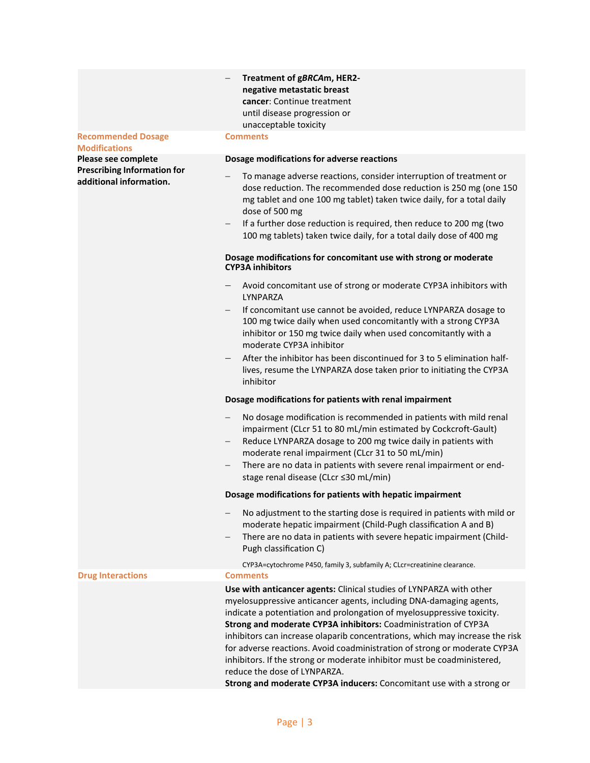|  |  |
|---|---|
|  | – **Treatment of g*BRCA*m, HER2-negative metastatic breast cancer**: Continue treatment until disease progression or unacceptable toxicity |
| **Recommended Dosage Modifications** | **Comments** |
| **Please see complete Prescribing Information for additional information.** | **Dosage modifications for adverse reactions**<br><br>– To manage adverse reactions, consider interruption of treatment or dose reduction. The recommended dose reduction is 250 mg (one 150 mg tablet and one 100 mg tablet) taken twice daily, for a total daily dose of 500 mg<br>– If a further dose reduction is required, then reduce to 200 mg (two 100 mg tablets) taken twice daily, for a total daily dose of 400 mg<br><br>**Dosage modifications for concomitant use with strong or moderate CYP3A inhibitors**<br><br>– Avoid concomitant use of strong or moderate CYP3A inhibitors with LYNPARZA<br>– If concomitant use cannot be avoided, reduce LYNPARZA dosage to 100 mg twice daily when used concomitantly with a strong CYP3A inhibitor or 150 mg twice daily when used concomitantly with a moderate CYP3A inhibitor<br>– After the inhibitor has been discontinued for 3 to 5 elimination half-lives, resume the LYNPARZA dose taken prior to initiating the CYP3A inhibitor<br><br>**Dosage modifications for patients with renal impairment**<br><br>– No dosage modification is recommended in patients with mild renal impairment (CLcr 51 to 80 mL/min estimated by Cockcroft-Gault)<br>– Reduce LYNPARZA dosage to 200 mg twice daily in patients with moderate renal impairment (CLcr 31 to 50 mL/min)<br>– There are no data in patients with severe renal impairment or end-stage renal disease (CLcr ≤30 mL/min)<br><br>**Dosage modifications for patients with hepatic impairment**<br><br>– No adjustment to the starting dose is required in patients with mild or moderate hepatic impairment (Child-Pugh classification A and B)<br>– There are no data in patients with severe hepatic impairment (Child-Pugh classification C)<br><br>CYP3A=cytochrome P450, family 3, subfamily A; CLcr=creatinine clearance. |
| **Drug Interactions** | **Comments** |
|  | **Use with anticancer agents:** Clinical studies of LYNPARZA with other myelosuppressive anticancer agents, including DNA-damaging agents, indicate a potentiation and prolongation of myelosuppressive toxicity.<br>**Strong and moderate CYP3A inhibitors:** Coadministration of CYP3A inhibitors can increase olaparib concentrations, which may increase the risk for adverse reactions. Avoid coadministration of strong or moderate CYP3A inhibitors. If the strong or moderate inhibitor must be coadministered, reduce the dose of LYNPARZA.<br>**Strong and moderate CYP3A inducers:** Concomitant use with a strong or |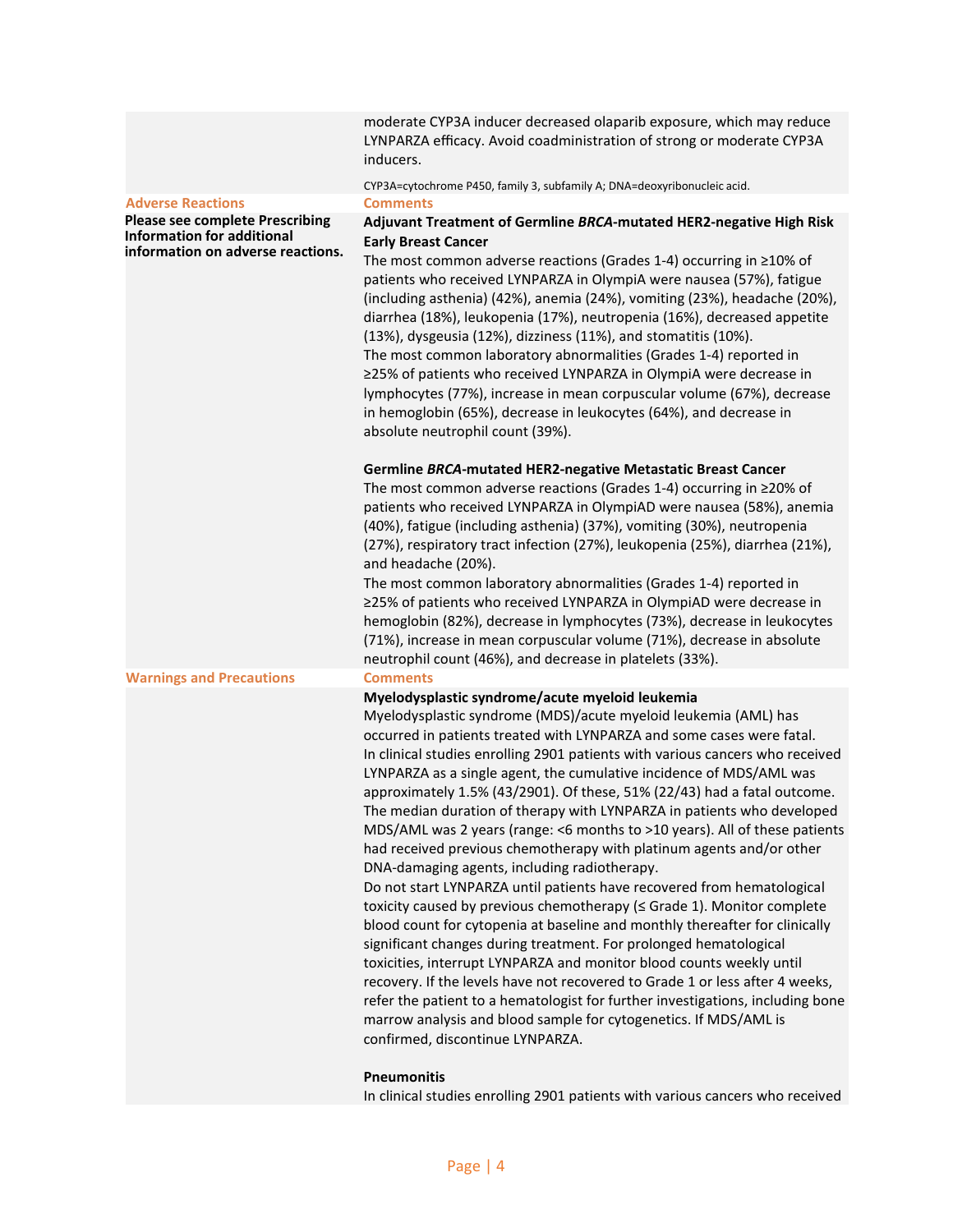| | |
|---|---|
| | moderate CYP3A inducer decreased olaparib exposure, which may reduce LYNPARZA efficacy. Avoid coadministration of strong or moderate CYP3A inducers.<br><br>CYP3A=cytochrome P450, family 3, subfamily A; DNA=deoxyribonucleic acid. |
| **Adverse Reactions** | **Comments** |
| **Please see complete Prescribing Information for additional information on adverse reactions.** | **Adjuvant Treatment of Germline *BRCA*-mutated HER2-negative High Risk Early Breast Cancer**<br>The most common adverse reactions (Grades 1-4) occurring in ≥10% of patients who received LYNPARZA in OlympiA were nausea (57%), fatigue (including asthenia) (42%), anemia (24%), vomiting (23%), headache (20%), diarrhea (18%), leukopenia (17%), neutropenia (16%), decreased appetite (13%), dysgeusia (12%), dizziness (11%), and stomatitis (10%).<br>The most common laboratory abnormalities (Grades 1-4) reported in ≥25% of patients who received LYNPARZA in OlympiA were decrease in lymphocytes (77%), increase in mean corpuscular volume (67%), decrease in hemoglobin (65%), decrease in leukocytes (64%), and decrease in absolute neutrophil count (39%).<br><br>**Germline *BRCA*-mutated HER2-negative Metastatic Breast Cancer**<br>The most common adverse reactions (Grades 1-4) occurring in ≥20% of patients who received LYNPARZA in OlympiAD were nausea (58%), anemia (40%), fatigue (including asthenia) (37%), vomiting (30%), neutropenia (27%), respiratory tract infection (27%), leukopenia (25%), diarrhea (21%), and headache (20%).<br>The most common laboratory abnormalities (Grades 1-4) reported in ≥25% of patients who received LYNPARZA in OlympiAD were decrease in hemoglobin (82%), decrease in lymphocytes (73%), decrease in leukocytes (71%), increase in mean corpuscular volume (71%), decrease in absolute neutrophil count (46%), and decrease in platelets (33%). |
| **Warnings and Precautions** | **Comments** |
| | **Myelodysplastic syndrome/acute myeloid leukemia**<br>Myelodysplastic syndrome (MDS)/acute myeloid leukemia (AML) has occurred in patients treated with LYNPARZA and some cases were fatal. In clinical studies enrolling 2901 patients with various cancers who received LYNPARZA as a single agent, the cumulative incidence of MDS/AML was approximately 1.5% (43/2901). Of these, 51% (22/43) had a fatal outcome. The median duration of therapy with LYNPARZA in patients who developed MDS/AML was 2 years (range: <6 months to >10 years). All of these patients had received previous chemotherapy with platinum agents and/or other DNA-damaging agents, including radiotherapy.<br>Do not start LYNPARZA until patients have recovered from hematological toxicity caused by previous chemotherapy (≤ Grade 1). Monitor complete blood count for cytopenia at baseline and monthly thereafter for clinically significant changes during treatment. For prolonged hematological toxicities, interrupt LYNPARZA and monitor blood counts weekly until recovery. If the levels have not recovered to Grade 1 or less after 4 weeks, refer the patient to a hematologist for further investigations, including bone marrow analysis and blood sample for cytogenetics. If MDS/AML is confirmed, discontinue LYNPARZA.<br><br>**Pneumonitis**<br>In clinical studies enrolling 2901 patients with various cancers who received |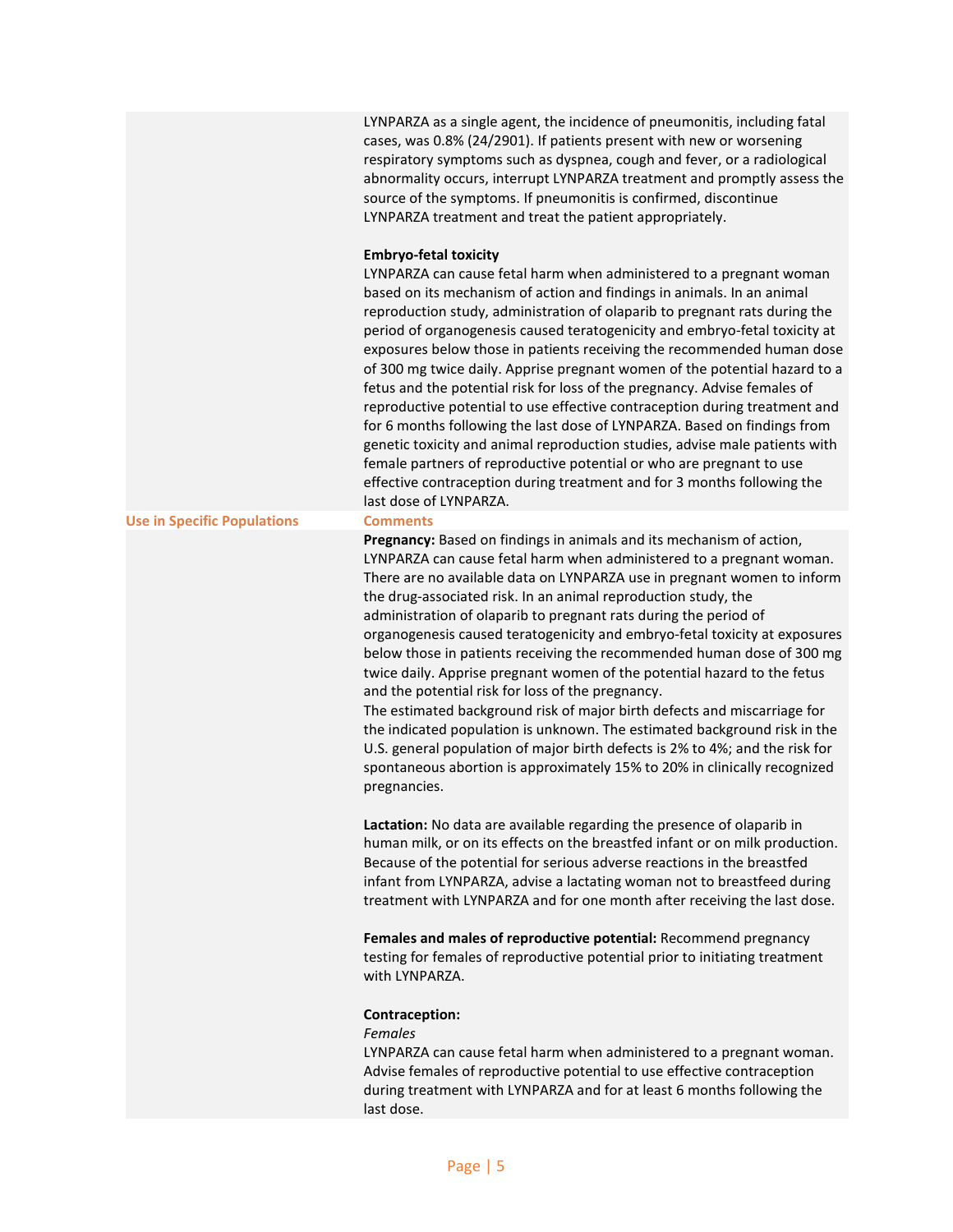LYNPARZA as a single agent, the incidence of pneumonitis, including fatal cases, was 0.8% (24/2901). If patients present with new or worsening respiratory symptoms such as dyspnea, cough and fever, or a radiological abnormality occurs, interrupt LYNPARZA treatment and promptly assess the source of the symptoms. If pneumonitis is confirmed, discontinue LYNPARZA treatment and treat the patient appropriately.

**Embryo-fetal toxicity**

LYNPARZA can cause fetal harm when administered to a pregnant woman based on its mechanism of action and findings in animals. In an animal reproduction study, administration of olaparib to pregnant rats during the period of organogenesis caused teratogenicity and embryo-fetal toxicity at exposures below those in patients receiving the recommended human dose of 300 mg twice daily. Apprise pregnant women of the potential hazard to a fetus and the potential risk for loss of the pregnancy. Advise females of reproductive potential to use effective contraception during treatment and for 6 months following the last dose of LYNPARZA. Based on findings from genetic toxicity and animal reproduction studies, advise male patients with female partners of reproductive potential or who are pregnant to use effective contraception during treatment and for 3 months following the last dose of LYNPARZA.

| Use in Specific Populations | Comments |
|---|---|
| | **Pregnancy:** Based on findings in animals and its mechanism of action, LYNPARZA can cause fetal harm when administered to a pregnant woman. There are no available data on LYNPARZA use in pregnant women to inform the drug-associated risk. In an animal reproduction study, the administration of olaparib to pregnant rats during the period of organogenesis caused teratogenicity and embryo-fetal toxicity at exposures below those in patients receiving the recommended human dose of 300 mg twice daily. Apprise pregnant women of the potential hazard to the fetus and the potential risk for loss of the pregnancy.<br>The estimated background risk of major birth defects and miscarriage for the indicated population is unknown. The estimated background risk in the U.S. general population of major birth defects is 2% to 4%; and the risk for spontaneous abortion is approximately 15% to 20% in clinically recognized pregnancies.<br><br>**Lactation:** No data are available regarding the presence of olaparib in human milk, or on its effects on the breastfed infant or on milk production. Because of the potential for serious adverse reactions in the breastfed infant from LYNPARZA, advise a lactating woman not to breastfeed during treatment with LYNPARZA and for one month after receiving the last dose.<br><br>**Females and males of reproductive potential:** Recommend pregnancy testing for females of reproductive potential prior to initiating treatment with LYNPARZA.<br><br>**Contraception:**<br>*Females*<br>LYNPARZA can cause fetal harm when administered to a pregnant woman. Advise females of reproductive potential to use effective contraception during treatment with LYNPARZA and for at least 6 months following the last dose. |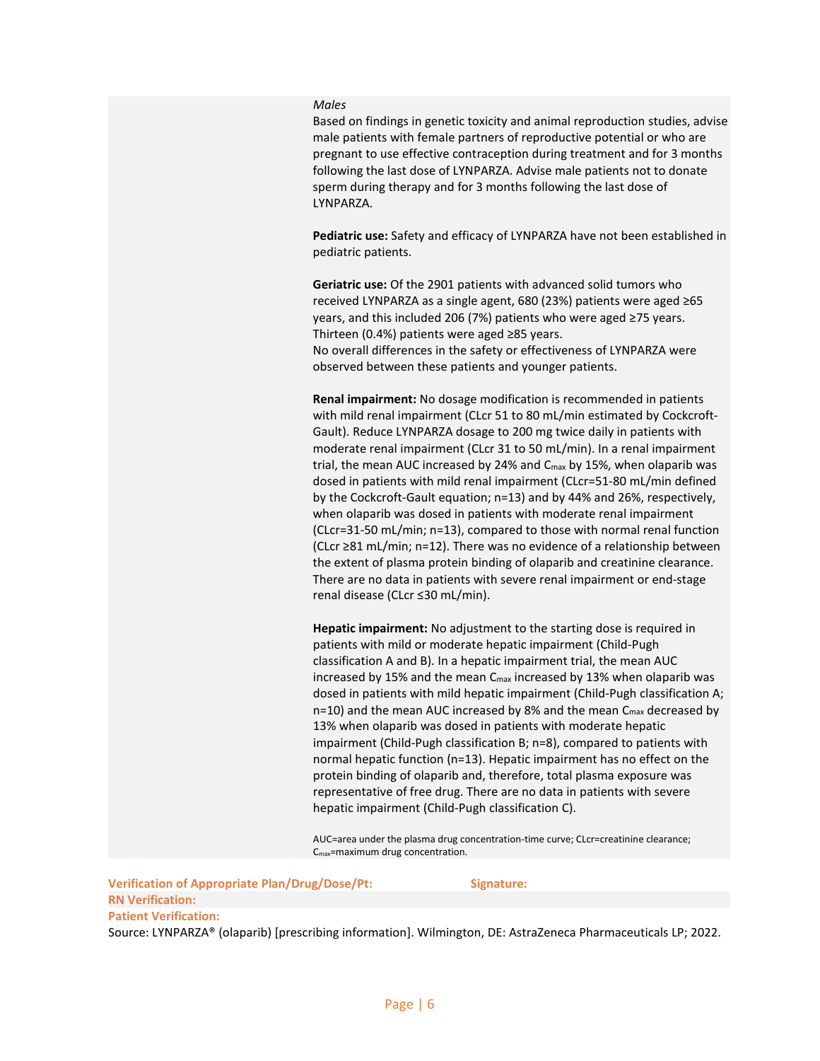*Males*

Based on findings in genetic toxicity and animal reproduction studies, advise male patients with female partners of reproductive potential or who are pregnant to use effective contraception during treatment and for 3 months following the last dose of LYNPARZA. Advise male patients not to donate sperm during therapy and for 3 months following the last dose of LYNPARZA.

**Pediatric use:** Safety and efficacy of LYNPARZA have not been established in pediatric patients.

**Geriatric use:** Of the 2901 patients with advanced solid tumors who received LYNPARZA as a single agent, 680 (23%) patients were aged ≥65 years, and this included 206 (7%) patients who were aged ≥75 years. Thirteen (0.4%) patients were aged ≥85 years.
No overall differences in the safety or effectiveness of LYNPARZA were observed between these patients and younger patients.

**Renal impairment:** No dosage modification is recommended in patients with mild renal impairment (CLcr 51 to 80 mL/min estimated by Cockcroft-Gault). Reduce LYNPARZA dosage to 200 mg twice daily in patients with moderate renal impairment (CLcr 31 to 50 mL/min). In a renal impairment trial, the mean AUC increased by 24% and $C_{max}$ by 15%, when olaparib was dosed in patients with mild renal impairment (CLcr=51-80 mL/min defined by the Cockcroft-Gault equation; n=13) and by 44% and 26%, respectively, when olaparib was dosed in patients with moderate renal impairment (CLcr=31-50 mL/min; n=13), compared to those with normal renal function (CLcr ≥81 mL/min; n=12). There was no evidence of a relationship between the extent of plasma protein binding of olaparib and creatinine clearance. There are no data in patients with severe renal impairment or end-stage renal disease (CLcr ≤30 mL/min).

**Hepatic impairment:** No adjustment to the starting dose is required in patients with mild or moderate hepatic impairment (Child-Pugh classification A and B). In a hepatic impairment trial, the mean AUC increased by 15% and the mean $C_{max}$ increased by 13% when olaparib was dosed in patients with mild hepatic impairment (Child-Pugh classification A; n=10) and the mean AUC increased by 8% and the mean $C_{max}$ decreased by 13% when olaparib was dosed in patients with moderate hepatic impairment (Child-Pugh classification B; n=8), compared to patients with normal hepatic function (n=13). Hepatic impairment has no effect on the protein binding of olaparib and, therefore, total plasma exposure was representative of free drug. There are no data in patients with severe hepatic impairment (Child-Pugh classification C).

AUC=area under the plasma drug concentration-time curve; CLcr=creatinine clearance; $C_{max}$=maximum drug concentration.

**Verification of Appropriate Plan/Drug/Dose/Pt:** **Signature:**

**RN Verification:**

**Patient Verification:**

Source: LYNPARZA® (olaparib) [prescribing information]. Wilmington, DE: AstraZeneca Pharmaceuticals LP; 2022.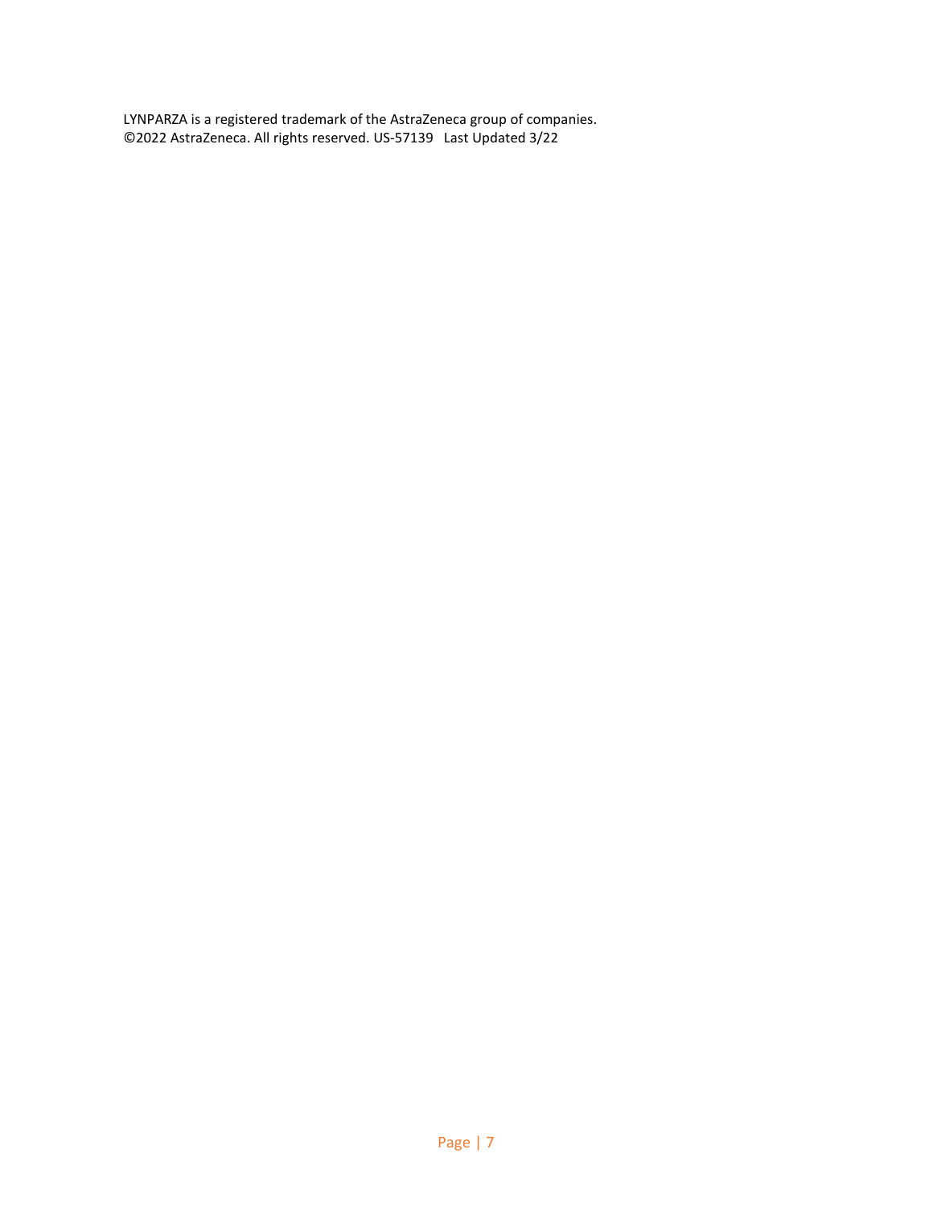LYNPARZA is a registered trademark of the AstraZeneca group of companies.
©2022 AstraZeneca. All rights reserved. US-57139 Last Updated 3/22